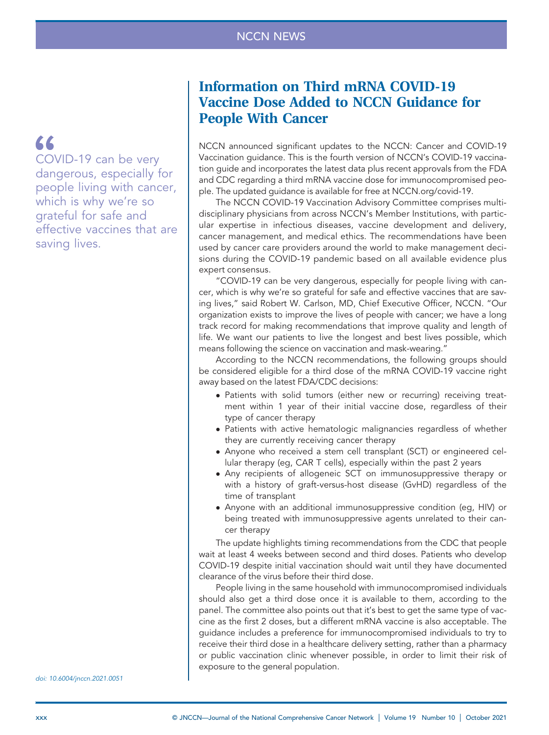NCCN NEWS

# Information on Third mRNA COVID-19 Vaccine Dose Added to NCCN Guidance for People With Cancer

> "COVID-19 can be very dangerous, especially for people living with cancer, which is why we're so grateful for safe and effective vaccines that are saving lives.

NCCN announced significant updates to the NCCN: Cancer and COVID-19 Vaccination guidance. This is the fourth version of NCCN's COVID-19 vaccination guide and incorporates the latest data plus recent approvals from the FDA and CDC regarding a third mRNA vaccine dose for immunocompromised people. The updated guidance is available for free at NCCN.org/covid-19.

The NCCN COVID-19 Vaccination Advisory Committee comprises multidisciplinary physicians from across NCCN's Member Institutions, with particular expertise in infectious diseases, vaccine development and delivery, cancer management, and medical ethics. The recommendations have been used by cancer care providers around the world to make management decisions during the COVID-19 pandemic based on all available evidence plus expert consensus.

"COVID-19 can be very dangerous, especially for people living with cancer, which is why we're so grateful for safe and effective vaccines that are saving lives," said Robert W. Carlson, MD, Chief Executive Officer, NCCN. "Our organization exists to improve the lives of people with cancer; we have a long track record for making recommendations that improve quality and length of life. We want our patients to live the longest and best lives possible, which means following the science on vaccination and mask-wearing."

According to the NCCN recommendations, the following groups should be considered eligible for a third dose of the mRNA COVID-19 vaccine right away based on the latest FDA/CDC decisions:

- Patients with solid tumors (either new or recurring) receiving treatment within 1 year of their initial vaccine dose, regardless of their type of cancer therapy
- Patients with active hematologic malignancies regardless of whether they are currently receiving cancer therapy
- Anyone who received a stem cell transplant (SCT) or engineered cellular therapy (eg, CAR T cells), especially within the past 2 years
- Any recipients of allogeneic SCT on immunosuppressive therapy or with a history of graft-versus-host disease (GvHD) regardless of the time of transplant
- Anyone with an additional immunosuppressive condition (eg, HIV) or being treated with immunosuppressive agents unrelated to their cancer therapy

The update highlights timing recommendations from the CDC that people wait at least 4 weeks between second and third doses. Patients who develop COVID-19 despite initial vaccination should wait until they have documented clearance of the virus before their third dose.

People living in the same household with immunocompromised individuals should also get a third dose once it is available to them, according to the panel. The committee also points out that it's best to get the same type of vaccine as the first 2 doses, but a different mRNA vaccine is also acceptable. The guidance includes a preference for immunocompromised individuals to try to receive their third dose in a healthcare delivery setting, rather than a pharmacy or public vaccination clinic whenever possible, in order to limit their risk of exposure to the general population.

doi: 10.6004/jnccn.2021.0051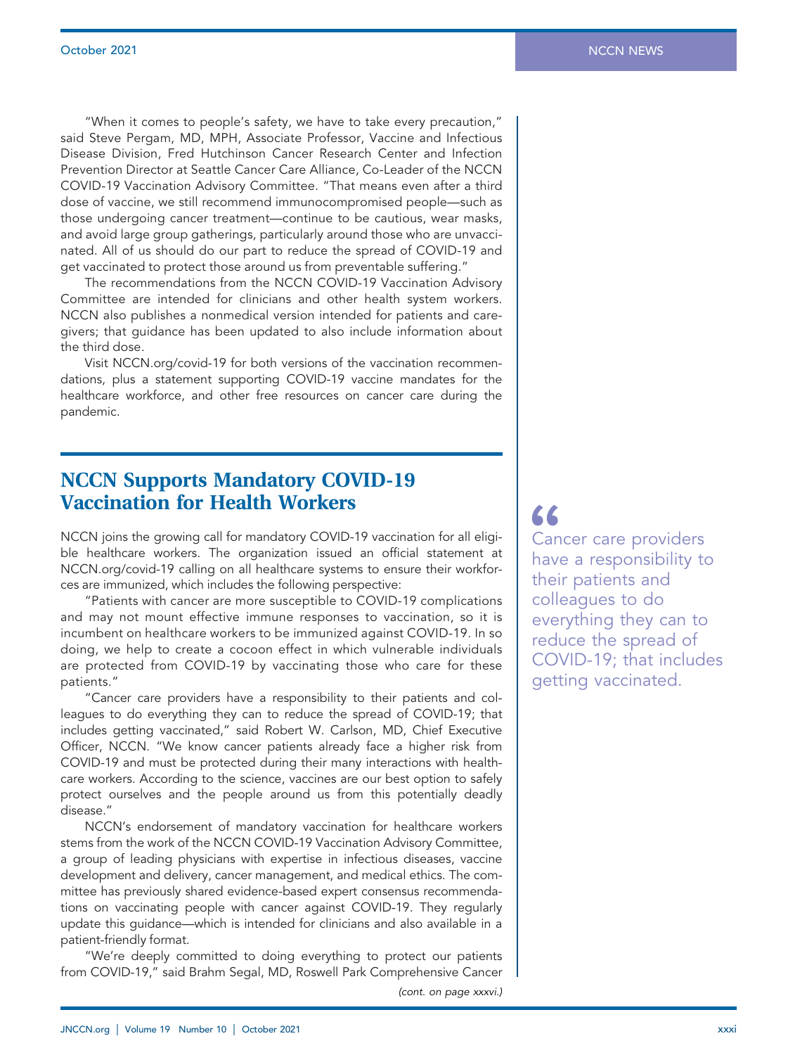"When it comes to people's safety, we have to take every precaution," said Steve Pergam, MD, MPH, Associate Professor, Vaccine and Infectious Disease Division, Fred Hutchinson Cancer Research Center and Infection Prevention Director at Seattle Cancer Care Alliance, Co-Leader of the NCCN COVID-19 Vaccination Advisory Committee. "That means even after a third dose of vaccine, we still recommend immunocompromised people—such as those undergoing cancer treatment—continue to be cautious, wear masks, and avoid large group gatherings, particularly around those who are unvaccinated. All of us should do our part to reduce the spread of COVID-19 and get vaccinated to protect those around us from preventable suffering."

The recommendations from the NCCN COVID-19 Vaccination Advisory Committee are intended for clinicians and other health system workers. NCCN also publishes a nonmedical version intended for patients and caregivers; that guidance has been updated to also include information about the third dose.

Visit NCCN.org/covid-19 for both versions of the vaccination recommendations, plus a statement supporting COVID-19 vaccine mandates for the healthcare workforce, and other free resources on cancer care during the pandemic.

## NCCN Supports Mandatory COVID-19 Vaccination for Health Workers

NCCN joins the growing call for mandatory COVID-19 vaccination for all eligible healthcare workers. The organization issued an official statement at NCCN.org/covid-19 calling on all healthcare systems to ensure their workforces are immunized, which includes the following perspective:

"Patients with cancer are more susceptible to COVID-19 complications and may not mount effective immune responses to vaccination, so it is incumbent on healthcare workers to be immunized against COVID-19. In so doing, we help to create a cocoon effect in which vulnerable individuals are protected from COVID-19 by vaccinating those who care for these patients."

"Cancer care providers have a responsibility to their patients and colleagues to do everything they can to reduce the spread of COVID-19; that includes getting vaccinated," said Robert W. Carlson, MD, Chief Executive Officer, NCCN. "We know cancer patients already face a higher risk from COVID-19 and must be protected during their many interactions with healthcare workers. According to the science, vaccines are our best option to safely protect ourselves and the people around us from this potentially deadly disease."

> "Cancer care providers have a responsibility to their patients and colleagues to do everything they can to reduce the spread of COVID-19; that includes getting vaccinated.

NCCN's endorsement of mandatory vaccination for healthcare workers stems from the work of the NCCN COVID-19 Vaccination Advisory Committee, a group of leading physicians with expertise in infectious diseases, vaccine development and delivery, cancer management, and medical ethics. The committee has previously shared evidence-based expert consensus recommendations on vaccinating people with cancer against COVID-19. They regularly update this guidance—which is intended for clinicians and also available in a patient-friendly format.

"We're deeply committed to doing everything to protect our patients from COVID-19," said Brahm Segal, MD, Roswell Park Comprehensive Cancer

*(cont. on page xxxvi.)*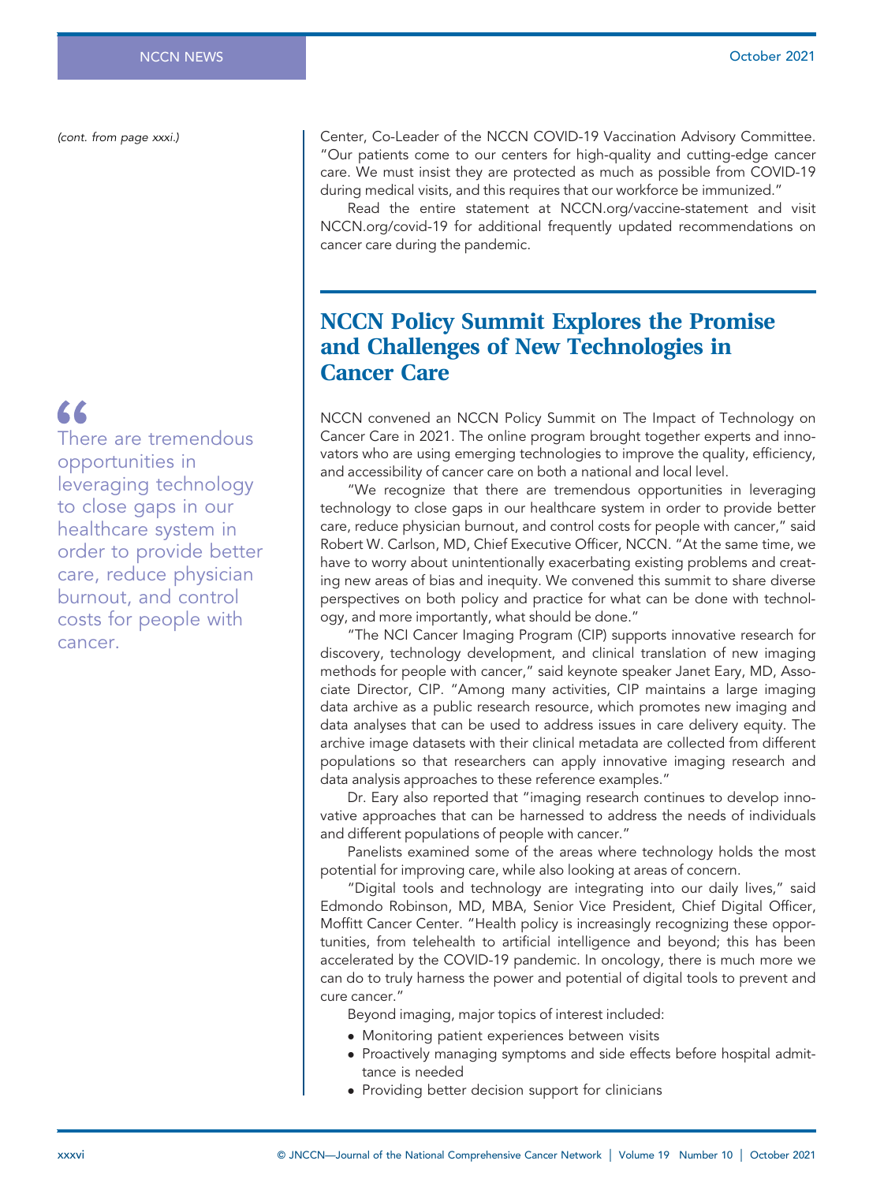*(cont. from page xxxi.)*

Center, Co-Leader of the NCCN COVID-19 Vaccination Advisory Committee. "Our patients come to our centers for high-quality and cutting-edge cancer care. We must insist they are protected as much as possible from COVID-19 during medical visits, and this requires that our workforce be immunized."

Read the entire statement at NCCN.org/vaccine-statement and visit NCCN.org/covid-19 for additional frequently updated recommendations on cancer care during the pandemic.

## NCCN Policy Summit Explores the Promise and Challenges of New Technologies in Cancer Care

> "There are tremendous opportunities in leveraging technology to close gaps in our healthcare system in order to provide better care, reduce physician burnout, and control costs for people with cancer.

NCCN convened an NCCN Policy Summit on The Impact of Technology on Cancer Care in 2021. The online program brought together experts and innovators who are using emerging technologies to improve the quality, efficiency, and accessibility of cancer care on both a national and local level.

"We recognize that there are tremendous opportunities in leveraging technology to close gaps in our healthcare system in order to provide better care, reduce physician burnout, and control costs for people with cancer," said Robert W. Carlson, MD, Chief Executive Officer, NCCN. "At the same time, we have to worry about unintentionally exacerbating existing problems and creating new areas of bias and inequity. We convened this summit to share diverse perspectives on both policy and practice for what can be done with technology, and more importantly, what should be done."

"The NCI Cancer Imaging Program (CIP) supports innovative research for discovery, technology development, and clinical translation of new imaging methods for people with cancer," said keynote speaker Janet Eary, MD, Associate Director, CIP. "Among many activities, CIP maintains a large imaging data archive as a public research resource, which promotes new imaging and data analyses that can be used to address issues in care delivery equity. The archive image datasets with their clinical metadata are collected from different populations so that researchers can apply innovative imaging research and data analysis approaches to these reference examples."

Dr. Eary also reported that "imaging research continues to develop innovative approaches that can be harnessed to address the needs of individuals and different populations of people with cancer."

Panelists examined some of the areas where technology holds the most potential for improving care, while also looking at areas of concern.

"Digital tools and technology are integrating into our daily lives," said Edmondo Robinson, MD, MBA, Senior Vice President, Chief Digital Officer, Moffitt Cancer Center. "Health policy is increasingly recognizing these opportunities, from telehealth to artificial intelligence and beyond; this has been accelerated by the COVID-19 pandemic. In oncology, there is much more we can do to truly harness the power and potential of digital tools to prevent and cure cancer."

Beyond imaging, major topics of interest included:

- Monitoring patient experiences between visits
- Proactively managing symptoms and side effects before hospital admittance is needed
- Providing better decision support for clinicians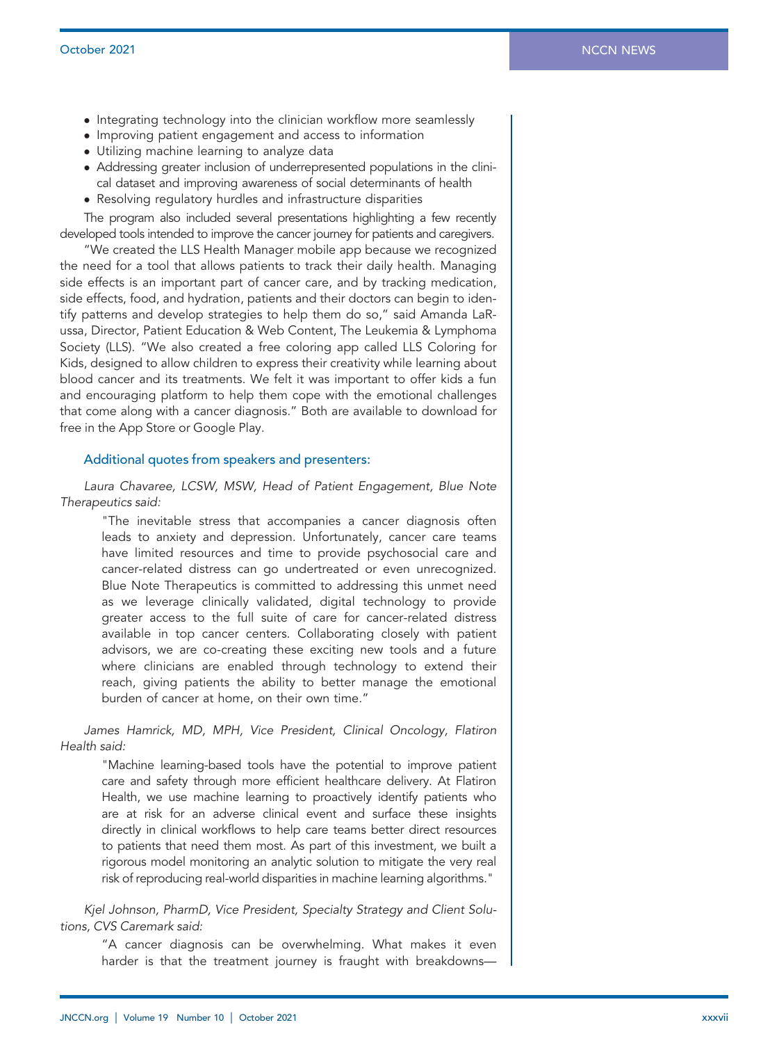- Integrating technology into the clinician workflow more seamlessly
- Improving patient engagement and access to information
- Utilizing machine learning to analyze data
- Addressing greater inclusion of underrepresented populations in the clinical dataset and improving awareness of social determinants of health
- Resolving regulatory hurdles and infrastructure disparities

The program also included several presentations highlighting a few recently developed tools intended to improve the cancer journey for patients and caregivers.

"We created the LLS Health Manager mobile app because we recognized the need for a tool that allows patients to track their daily health. Managing side effects is an important part of cancer care, and by tracking medication, side effects, food, and hydration, patients and their doctors can begin to identify patterns and develop strategies to help them do so," said Amanda LaRussa, Director, Patient Education & Web Content, The Leukemia & Lymphoma Society (LLS). "We also created a free coloring app called LLS Coloring for Kids, designed to allow children to express their creativity while learning about blood cancer and its treatments. We felt it was important to offer kids a fun and encouraging platform to help them cope with the emotional challenges that come along with a cancer diagnosis." Both are available to download for free in the App Store or Google Play.

### Additional quotes from speakers and presenters:

*Laura Chavaree, LCSW, MSW, Head of Patient Engagement, Blue Note Therapeutics said:*

> "The inevitable stress that accompanies a cancer diagnosis often leads to anxiety and depression. Unfortunately, cancer care teams have limited resources and time to provide psychosocial care and cancer-related distress can go undertreated or even unrecognized. Blue Note Therapeutics is committed to addressing this unmet need as we leverage clinically validated, digital technology to provide greater access to the full suite of care for cancer-related distress available in top cancer centers. Collaborating closely with patient advisors, we are co-creating these exciting new tools and a future where clinicians are enabled through technology to extend their reach, giving patients the ability to better manage the emotional burden of cancer at home, on their own time."

*James Hamrick, MD, MPH, Vice President, Clinical Oncology, Flatiron Health said:*

> "Machine learning-based tools have the potential to improve patient care and safety through more efficient healthcare delivery. At Flatiron Health, we use machine learning to proactively identify patients who are at risk for an adverse clinical event and surface these insights directly in clinical workflows to help care teams better direct resources to patients that need them most. As part of this investment, we built a rigorous model monitoring an analytic solution to mitigate the very real risk of reproducing real-world disparities in machine learning algorithms."

*Kjel Johnson, PharmD, Vice President, Specialty Strategy and Client Solutions, CVS Caremark said:*

> "A cancer diagnosis can be overwhelming. What makes it even harder is that the treatment journey is fraught with breakdowns—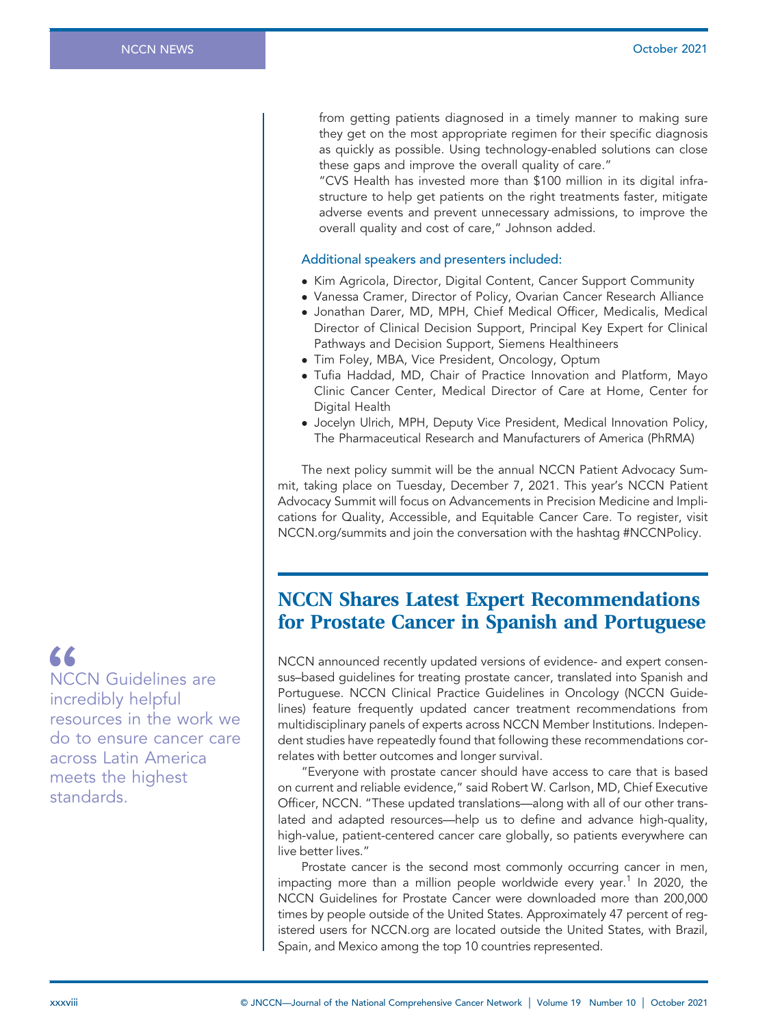from getting patients diagnosed in a timely manner to making sure they get on the most appropriate regimen for their specific diagnosis as quickly as possible. Using technology-enabled solutions can close these gaps and improve the overall quality of care."

"CVS Health has invested more than $100 million in its digital infrastructure to help get patients on the right treatments faster, mitigate adverse events and prevent unnecessary admissions, to improve the overall quality and cost of care," Johnson added.

### Additional speakers and presenters included:

- Kim Agricola, Director, Digital Content, Cancer Support Community
- Vanessa Cramer, Director of Policy, Ovarian Cancer Research Alliance
- Jonathan Darer, MD, MPH, Chief Medical Officer, Medicalis, Medical Director of Clinical Decision Support, Principal Key Expert for Clinical Pathways and Decision Support, Siemens Healthineers
- Tim Foley, MBA, Vice President, Oncology, Optum
- Tufia Haddad, MD, Chair of Practice Innovation and Platform, Mayo Clinic Cancer Center, Medical Director of Care at Home, Center for Digital Health
- Jocelyn Ulrich, MPH, Deputy Vice President, Medical Innovation Policy, The Pharmaceutical Research and Manufacturers of America (PhRMA)

The next policy summit will be the annual NCCN Patient Advocacy Summit, taking place on Tuesday, December 7, 2021. This year's NCCN Patient Advocacy Summit will focus on Advancements in Precision Medicine and Implications for Quality, Accessible, and Equitable Cancer Care. To register, visit NCCN.org/summits and join the conversation with the hashtag #NCCNPolicy.

## NCCN Shares Latest Expert Recommendations for Prostate Cancer in Spanish and Portuguese

NCCN announced recently updated versions of evidence- and expert consensus–based guidelines for treating prostate cancer, translated into Spanish and Portuguese. NCCN Clinical Practice Guidelines in Oncology (NCCN Guidelines) feature frequently updated cancer treatment recommendations from multidisciplinary panels of experts across NCCN Member Institutions. Independent studies have repeatedly found that following these recommendations correlates with better outcomes and longer survival.

"Everyone with prostate cancer should have access to care that is based on current and reliable evidence," said Robert W. Carlson, MD, Chief Executive Officer, NCCN. "These updated translations—along with all of our other translated and adapted resources—help us to define and advance high-quality, high-value, patient-centered cancer care globally, so patients everywhere can live better lives."

Prostate cancer is the second most commonly occurring cancer in men, impacting more than a million people worldwide every year.[1] In 2020, the NCCN Guidelines for Prostate Cancer were downloaded more than 200,000 times by people outside of the United States. Approximately 47 percent of registered users for NCCN.org are located outside the United States, with Brazil, Spain, and Mexico among the top 10 countries represented.

> "NCCN Guidelines are incredibly helpful resources in the work we do to ensure cancer care across Latin America meets the highest standards.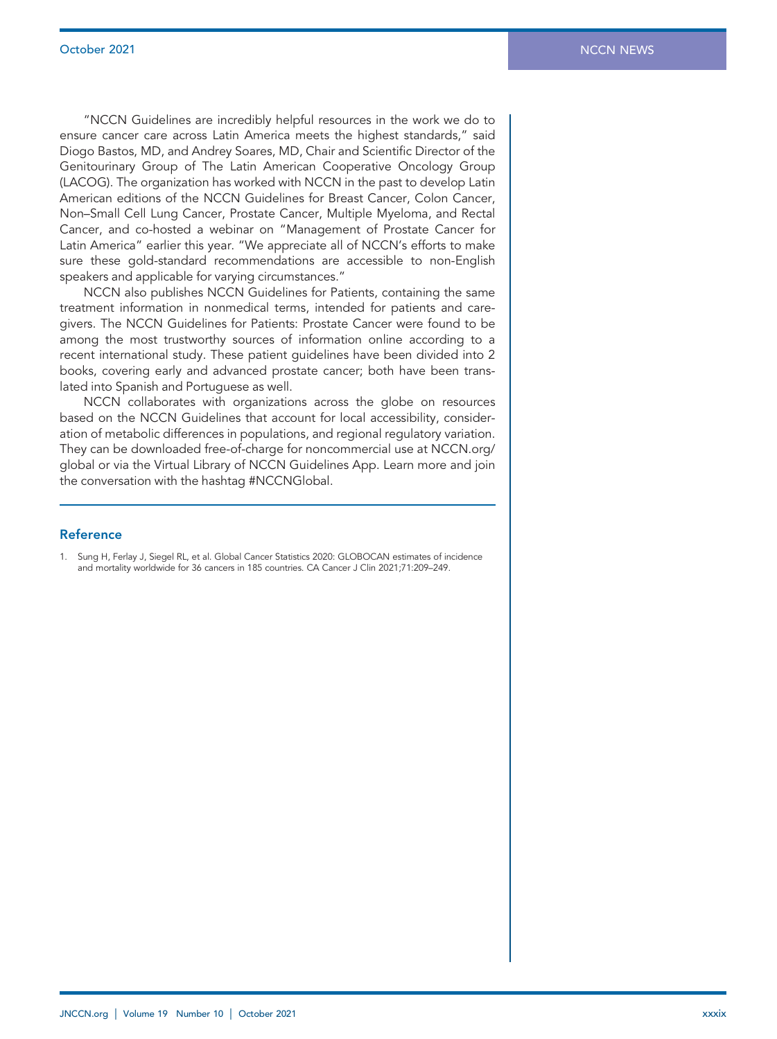"NCCN Guidelines are incredibly helpful resources in the work we do to ensure cancer care across Latin America meets the highest standards," said Diogo Bastos, MD, and Andrey Soares, MD, Chair and Scientific Director of the Genitourinary Group of The Latin American Cooperative Oncology Group (LACOG). The organization has worked with NCCN in the past to develop Latin American editions of the NCCN Guidelines for Breast Cancer, Colon Cancer, Non–Small Cell Lung Cancer, Prostate Cancer, Multiple Myeloma, and Rectal Cancer, and co-hosted a webinar on "Management of Prostate Cancer for Latin America" earlier this year. "We appreciate all of NCCN's efforts to make sure these gold-standard recommendations are accessible to non-English speakers and applicable for varying circumstances."

NCCN also publishes NCCN Guidelines for Patients, containing the same treatment information in nonmedical terms, intended for patients and caregivers. The NCCN Guidelines for Patients: Prostate Cancer were found to be among the most trustworthy sources of information online according to a recent international study. These patient guidelines have been divided into 2 books, covering early and advanced prostate cancer; both have been translated into Spanish and Portuguese as well.

NCCN collaborates with organizations across the globe on resources based on the NCCN Guidelines that account for local accessibility, consideration of metabolic differences in populations, and regional regulatory variation. They can be downloaded free-of-charge for noncommercial use at NCCN.org/global or via the Virtual Library of NCCN Guidelines App. Learn more and join the conversation with the hashtag #NCCNGlobal.

## Reference

1. Sung H, Ferlay J, Siegel RL, et al. Global Cancer Statistics 2020: GLOBOCAN estimates of incidence and mortality worldwide for 36 cancers in 185 countries. CA Cancer J Clin 2021;71:209–249.